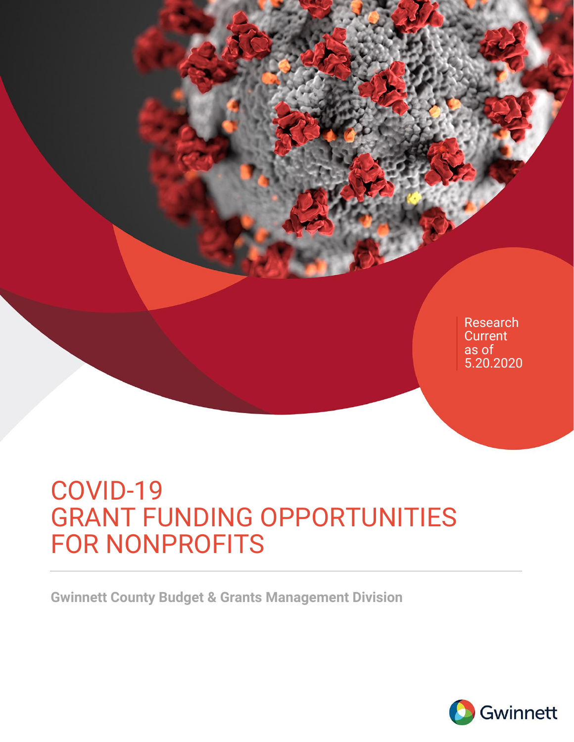Research Current as of 5.20.2020

# COVID-19 GRANT FUNDING OPPORTUNITIES FOR NONPROFITS

**Gwinnett County Budget & Grants Management Division**

Gwinnett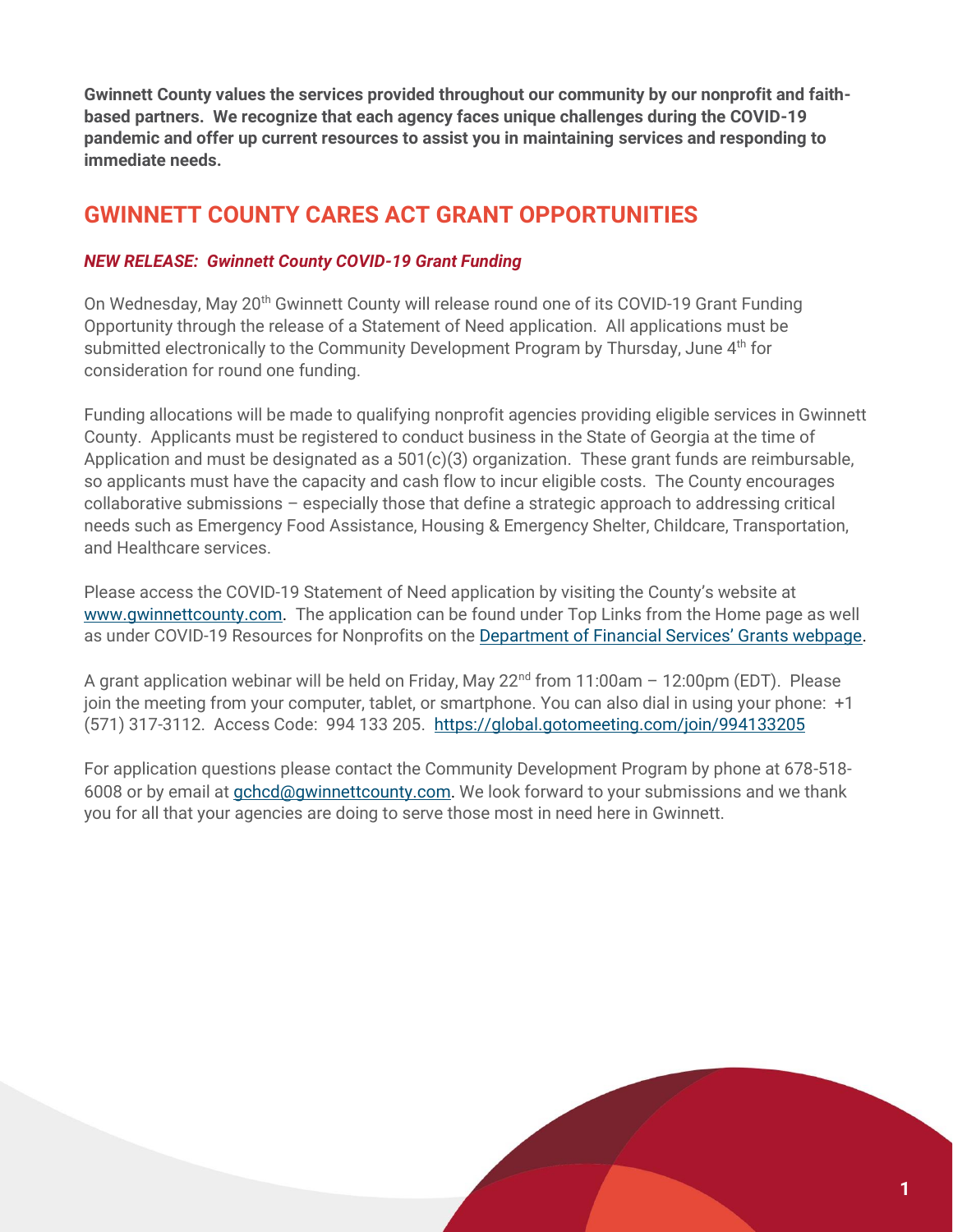**Gwinnett County values the services provided throughout our community by our nonprofit and faith-based partners. We recognize that each agency faces unique challenges during the COVID-19 pandemic and offer up current resources to assist you in maintaining services and responding to immediate needs.**

## GWINNETT COUNTY CARES ACT GRANT OPPORTUNITIES

***NEW RELEASE: Gwinnett County COVID-19 Grant Funding***

On Wednesday, May 20th Gwinnett County will release round one of its COVID-19 Grant Funding Opportunity through the release of a Statement of Need application. All applications must be submitted electronically to the Community Development Program by Thursday, June 4th for consideration for round one funding.

Funding allocations will be made to qualifying nonprofit agencies providing eligible services in Gwinnett County. Applicants must be registered to conduct business in the State of Georgia at the time of Application and must be designated as a 501(c)(3) organization. These grant funds are reimbursable, so applicants must have the capacity and cash flow to incur eligible costs. The County encourages collaborative submissions – especially those that define a strategic approach to addressing critical needs such as Emergency Food Assistance, Housing & Emergency Shelter, Childcare, Transportation, and Healthcare services.

Please access the COVID-19 Statement of Need application by visiting the County's website at www.gwinnettcounty.com. The application can be found under Top Links from the Home page as well as under COVID-19 Resources for Nonprofits on the Department of Financial Services' Grants webpage.

A grant application webinar will be held on Friday, May 22nd from 11:00am – 12:00pm (EDT). Please join the meeting from your computer, tablet, or smartphone. You can also dial in using your phone: +1 (571) 317-3112. Access Code: 994 133 205. https://global.gotomeeting.com/join/994133205

For application questions please contact the Community Development Program by phone at 678-518-6008 or by email at gchcd@gwinnettcounty.com. We look forward to your submissions and we thank you for all that your agencies are doing to serve those most in need here in Gwinnett.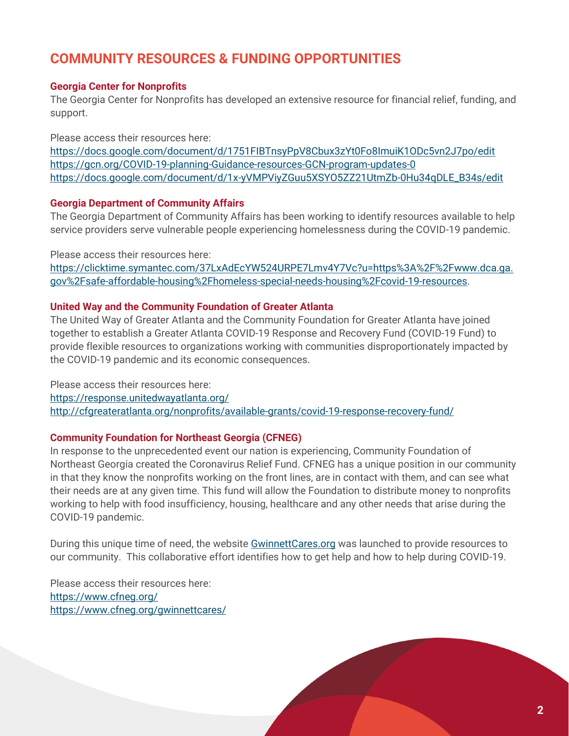## COMMUNITY RESOURCES & FUNDING OPPORTUNITIES

### Georgia Center for Nonprofits

The Georgia Center for Nonprofits has developed an extensive resource for financial relief, funding, and support.

Please access their resources here:
https://docs.google.com/document/d/1751FIBTnsyPpV8Cbux3zYt0Fo8ImuiK1ODc5vn2J7po/edit
https://gcn.org/COVID-19-planning-Guidance-resources-GCN-program-updates-0
https://docs.google.com/document/d/1x-yVMPViyZGuu5XSYO5ZZ21UtmZb-0Hu34qDLE_B34s/edit

### Georgia Department of Community Affairs

The Georgia Department of Community Affairs has been working to identify resources available to help service providers serve vulnerable people experiencing homelessness during the COVID-19 pandemic.

Please access their resources here:
https://clicktime.symantec.com/37LxAdEcYW524URPE7Lmv4Y7Vc?u=https%3A%2F%2Fwww.dca.ga.gov%2Fsafe-affordable-housing%2Fhomeless-special-needs-housing%2Fcovid-19-resources.

### United Way and the Community Foundation of Greater Atlanta

The United Way of Greater Atlanta and the Community Foundation for Greater Atlanta have joined together to establish a Greater Atlanta COVID-19 Response and Recovery Fund (COVID-19 Fund) to provide flexible resources to organizations working with communities disproportionately impacted by the COVID-19 pandemic and its economic consequences.

Please access their resources here:
https://response.unitedwayatlanta.org/
http://cfgreateratlanta.org/nonprofits/available-grants/covid-19-response-recovery-fund/

### Community Foundation for Northeast Georgia (CFNEG)

In response to the unprecedented event our nation is experiencing, Community Foundation of Northeast Georgia created the Coronavirus Relief Fund. CFNEG has a unique position in our community in that they know the nonprofits working on the front lines, are in contact with them, and can see what their needs are at any given time. This fund will allow the Foundation to distribute money to nonprofits working to help with food insufficiency, housing, healthcare and any other needs that arise during the COVID-19 pandemic.

During this unique time of need, the website GwinnettCares.org was launched to provide resources to our community. This collaborative effort identifies how to get help and how to help during COVID-19.

Please access their resources here:
https://www.cfneg.org/
https://www.cfneg.org/gwinnettcares/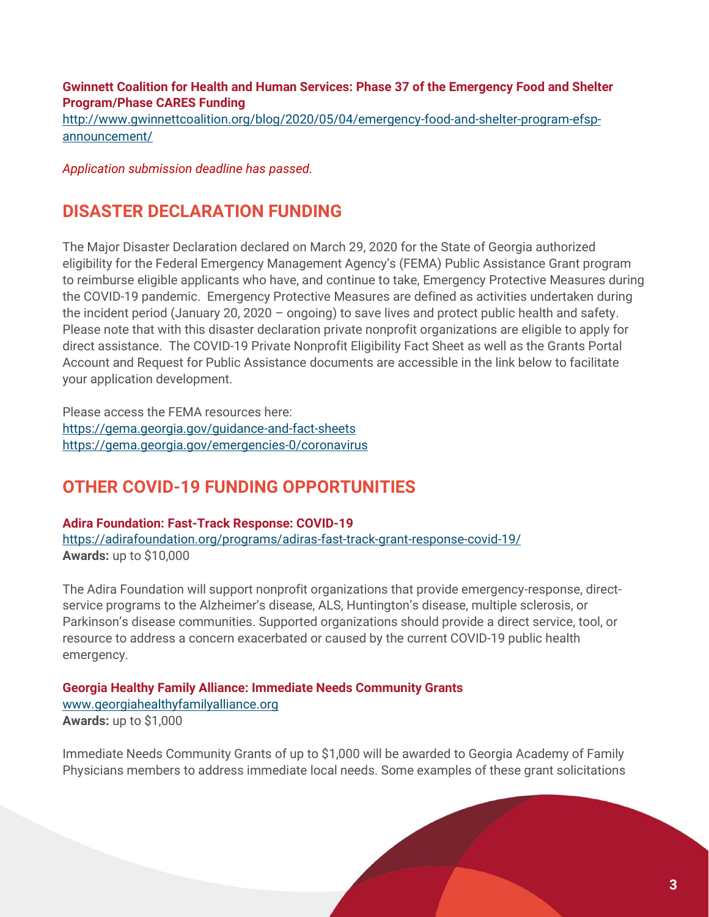**Gwinnett Coalition for Health and Human Services: Phase 37 of the Emergency Food and Shelter Program/Phase CARES Funding**
http://www.gwinnettcoalition.org/blog/2020/05/04/emergency-food-and-shelter-program-efsp-announcement/

*Application submission deadline has passed.*

## DISASTER DECLARATION FUNDING

The Major Disaster Declaration declared on March 29, 2020 for the State of Georgia authorized eligibility for the Federal Emergency Management Agency's (FEMA) Public Assistance Grant program to reimburse eligible applicants who have, and continue to take, Emergency Protective Measures during the COVID-19 pandemic. Emergency Protective Measures are defined as activities undertaken during the incident period (January 20, 2020 – ongoing) to save lives and protect public health and safety. Please note that with this disaster declaration private nonprofit organizations are eligible to apply for direct assistance. The COVID-19 Private Nonprofit Eligibility Fact Sheet as well as the Grants Portal Account and Request for Public Assistance documents are accessible in the link below to facilitate your application development.

Please access the FEMA resources here:
https://gema.georgia.gov/guidance-and-fact-sheets
https://gema.georgia.gov/emergencies-0/coronavirus

## OTHER COVID-19 FUNDING OPPORTUNITIES

**Adira Foundation: Fast-Track Response: COVID-19**
https://adirafoundation.org/programs/adiras-fast-track-grant-response-covid-19/
**Awards:** up to $10,000

The Adira Foundation will support nonprofit organizations that provide emergency-response, direct-service programs to the Alzheimer's disease, ALS, Huntington's disease, multiple sclerosis, or Parkinson's disease communities. Supported organizations should provide a direct service, tool, or resource to address a concern exacerbated or caused by the current COVID-19 public health emergency.

**Georgia Healthy Family Alliance: Immediate Needs Community Grants**
www.georgiahealthyfamilyalliance.org
**Awards:** up to $1,000

Immediate Needs Community Grants of up to $1,000 will be awarded to Georgia Academy of Family Physicians members to address immediate local needs. Some examples of these grant solicitations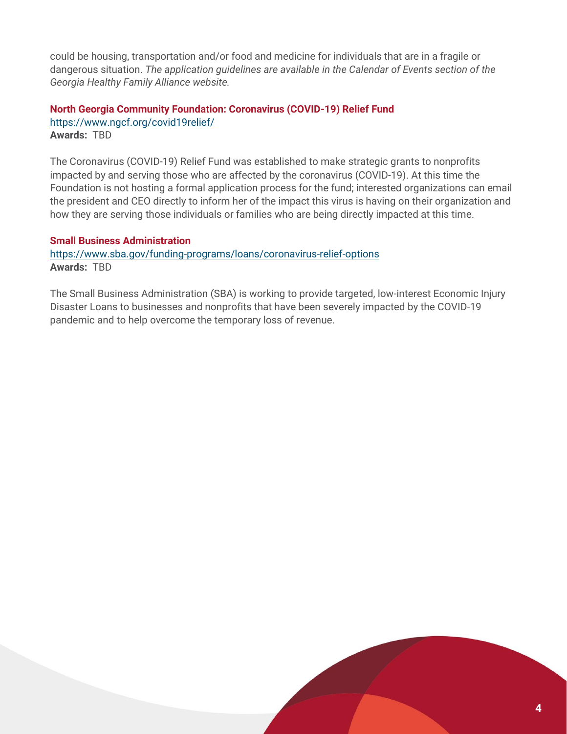could be housing, transportation and/or food and medicine for individuals that are in a fragile or dangerous situation. *The application guidelines are available in the Calendar of Events section of the Georgia Healthy Family Alliance website.*

### North Georgia Community Foundation: Coronavirus (COVID-19) Relief Fund

https://www.ngcf.org/covid19relief/

**Awards:** TBD

The Coronavirus (COVID-19) Relief Fund was established to make strategic grants to nonprofits impacted by and serving those who are affected by the coronavirus (COVID-19). At this time the Foundation is not hosting a formal application process for the fund; interested organizations can email the president and CEO directly to inform her of the impact this virus is having on their organization and how they are serving those individuals or families who are being directly impacted at this time.

### Small Business Administration

https://www.sba.gov/funding-programs/loans/coronavirus-relief-options

**Awards:** TBD

The Small Business Administration (SBA) is working to provide targeted, low-interest Economic Injury Disaster Loans to businesses and nonprofits that have been severely impacted by the COVID-19 pandemic and to help overcome the temporary loss of revenue.